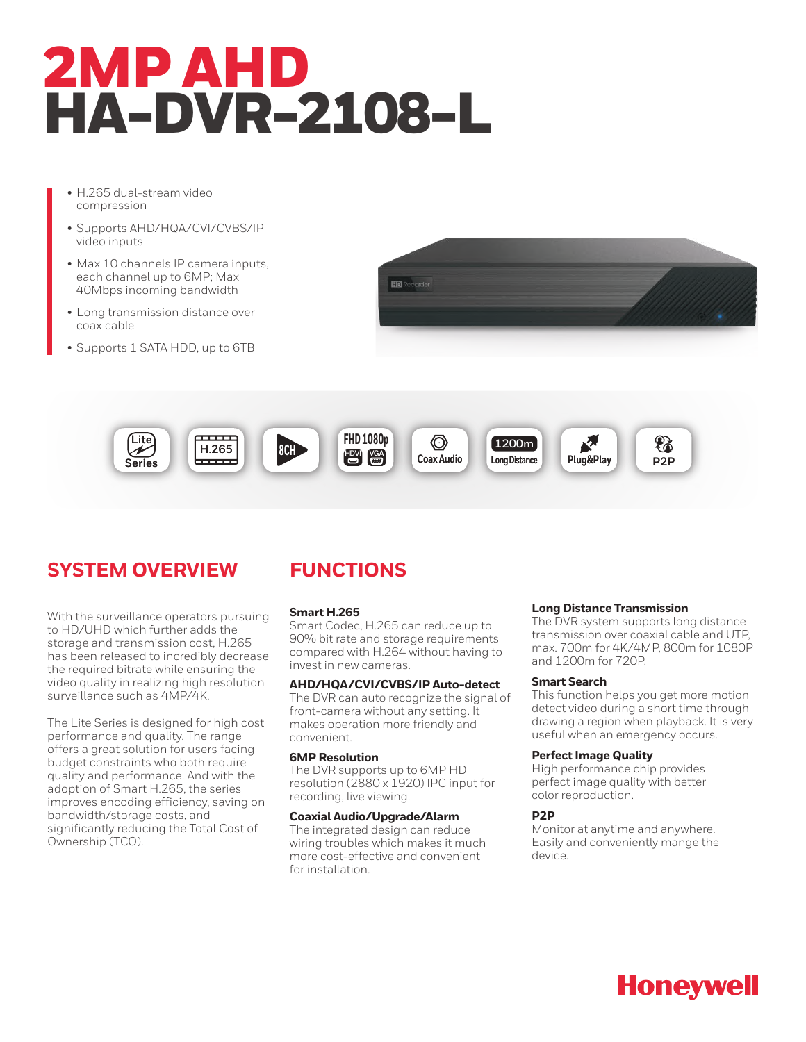# 2MP AHD
# HA-DVR-2108-L

- H.265 dual-stream video compression
- Supports AHD/HQA/CVI/CVBS/IP video inputs
- Max 10 channels IP camera inputs, each channel up to 6MP; Max 40Mbps incoming bandwidth
- Long transmission distance over coax cable
- Supports 1 SATA HDD, up to 6TB

Lite Series | H.265 | 8CH | FHD 1080p HDVI VGA | Coax Audio | 1200m Long Distance | Plug&Play | P2P

## SYSTEM OVERVIEW

With the surveillance operators pursuing to HD/UHD which further adds the storage and transmission cost, H.265 has been released to incredibly decrease the required bitrate while ensuring the video quality in realizing high resolution surveillance such as 4MP/4K.

The Lite Series is designed for high cost performance and quality. The range offers a great solution for users facing budget constraints who both require quality and performance. And with the adoption of Smart H.265, the series improves encoding efficiency, saving on bandwidth/storage costs, and significantly reducing the Total Cost of Ownership (TCO).

## FUNCTIONS

**Smart H.265**
Smart Codec, H.265 can reduce up to 90% bit rate and storage requirements compared with H.264 without having to invest in new cameras.

**AHD/HQA/CVI/CVBS/IP Auto-detect**
The DVR can auto recognize the signal of front-camera without any setting. It makes operation more friendly and convenient.

**6MP Resolution**
The DVR supports up to 6MP HD resolution (2880 x 1920) IPC input for recording, live viewing.

**Coaxial Audio/Upgrade/Alarm**
The integrated design can reduce wiring troubles which makes it much more cost-effective and convenient for installation.

**Long Distance Transmission**
The DVR system supports long distance transmission over coaxial cable and UTP, max. 700m for 4K/4MP, 800m for 1080P and 1200m for 720P.

**Smart Search**
This function helps you get more motion detect video during a short time through drawing a region when playback. It is very useful when an emergency occurs.

**Perfect Image Quality**
High performance chip provides perfect image quality with better color reproduction.

**P2P**
Monitor at anytime and anywhere. Easily and conveniently mange the device.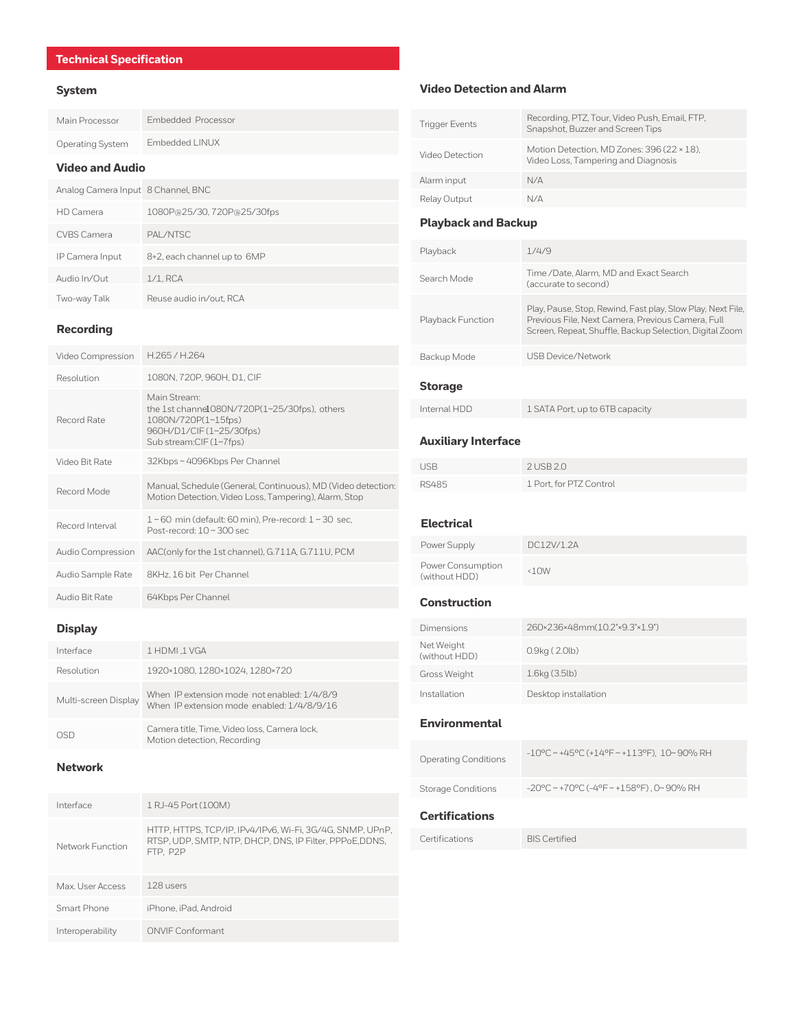## Technical Specification

### System

| | |
|---|---|
| Main Processor | Embedded Processor |
| Operating System | Embedded LINUX |

### Video and Audio

| | |
|---|---|
| Analog Camera Input | 8 Channel, BNC |
| HD Camera | 1080P@25/30, 720P@25/30fps |
| CVBS Camera | PAL/NTSC |
| IP Camera Input | 8+2, each channel up to 6MP |
| Audio In/Out | 1/1, RCA |
| Two-way Talk | Reuse audio in/out, RCA |

### Recording

| | |
|---|---|
| Video Compression | H.265 / H.264 |
| Resolution | 1080N, 720P, 960H, D1, CIF |
| Record Rate | Main Stream:<br>the 1st channel1080N/720P(1~25/30fps), others<br>1080N/720P(1~15fps)<br>960H/D1/CIF(1~25/30fps)<br>Sub stream:CIF (1~7fps) |
| Video Bit Rate | 32Kbps ~ 4096Kbps Per Channel |
| Record Mode | Manual, Schedule (General, Continuous), MD (Video detection: Motion Detection, Video Loss, Tampering), Alarm, Stop |
| Record Interval | 1 ~ 60 min (default: 60 min), Pre-record: 1 ~ 30 sec, Post-record: 10 ~ 300 sec |
| Audio Compression | AAC(only for the 1st channel), G.711A, G.711U, PCM |
| Audio Sample Rate | 8KHz, 16 bit Per Channel |
| Audio Bit Rate | 64Kbps Per Channel |

### Display

| | |
|---|---|
| Interface | 1 HDMI ,1 VGA |
| Resolution | 1920×1080, 1280×1024, 1280×720 |
| Multi-screen Display | When IP extension mode not enabled: 1/4/8/9<br>When IP extension mode enabled: 1/4/8/9/16 |
| OSD | Camera title, Time, Video loss, Camera lock, Motion detection, Recording |

### Network

| | |
|---|---|
| Interface | 1 RJ-45 Port (100M) |
| Network Function | HTTP, HTTPS, TCP/IP, IPv4/IPv6, Wi-Fi, 3G/4G, SNMP, UPnP, RTSP, UDP, SMTP, NTP, DHCP, DNS, IP Filter, PPPoE,DDNS, FTP, P2P |
| Max. User Access | 128 users |
| Smart Phone | iPhone, iPad, Android |
| Interoperability | ONVIF Conformant |

### Video Detection and Alarm

| | |
|---|---|
| Trigger Events | Recording, PTZ, Tour, Video Push, Email, FTP, Snapshot, Buzzer and Screen Tips |
| Video Detection | Motion Detection, MD Zones: 396 (22 × 18), Video Loss, Tampering and Diagnosis |
| Alarm input | N/A |
| Relay Output | N/A |

### Playback and Backup

| | |
|---|---|
| Playback | 1/4/9 |
| Search Mode | Time /Date, Alarm, MD and Exact Search (accurate to second) |
| Playback Function | Play, Pause, Stop, Rewind, Fast play, Slow Play, Next File, Previous File, Next Camera, Previous Camera, Full Screen, Repeat, Shuffle, Backup Selection, Digital Zoom |
| Backup Mode | USB Device/Network |

### Storage

| | |
|---|---|
| Internal HDD | 1 SATA Port, up to 6TB capacity |

### Auxiliary Interface

| | |
|---|---|
| USB | 2 USB 2.0 |
| RS485 | 1 Port, for PTZ Control |

### Electrical

| | |
|---|---|
| Power Supply | DC12V/1.2A |
| Power Consumption (without HDD) | <10W |

### Construction

| | |
|---|---|
| Dimensions | 260×236×48mm(10.2"×9.3"×1.9") |
| Net Weight (without HDD) | 0.9kg ( 2.0lb) |
| Gross Weight | 1.6kg (3.5lb) |
| Installation | Desktop installation |

### Environmental

| | |
|---|---|
| Operating Conditions | -10°C ~ +45°C (+14°F ~ +113°F), 10~ 90% RH |
| Storage Conditions | -20°C ~ +70°C (-4°F ~ +158°F) , 0~ 90% RH |

### Certifications

| | |
|---|---|
| Certifications | BIS Certified |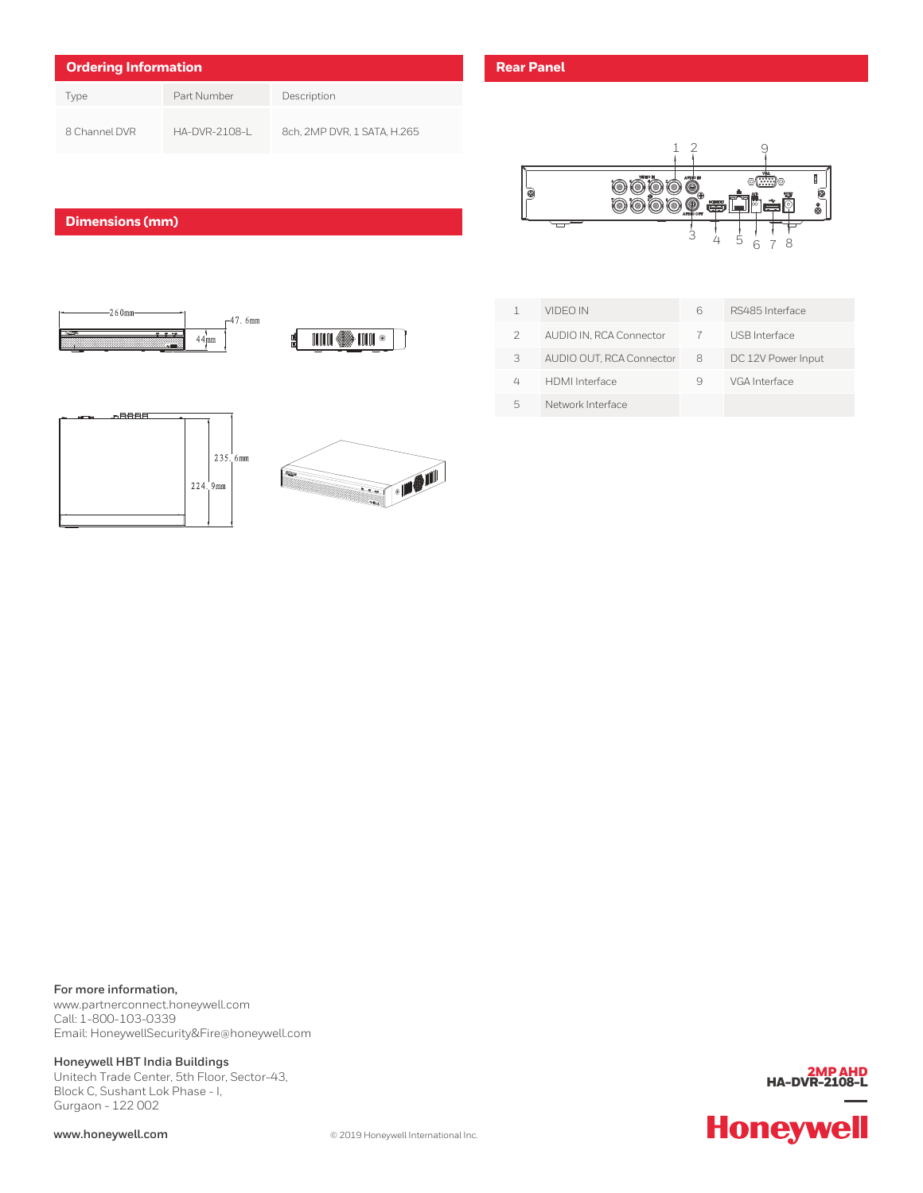## Ordering Information

| Type | Part Number | Description |
|---|---|---|
| 8 Channel DVR | HA-DVR-2108-L | 8ch, 2MP DVR, 1 SATA, H.265 |

## Dimensions (mm)

260mm
47.6mm
44mm
235.6mm
224.9mm

## Rear Panel

| | | | |
|---|---|---|---|
| 1 | VIDEO IN | 6 | RS485 Interface |
| 2 | AUDIO IN, RCA Connector | 7 | USB Interface |
| 3 | AUDIO OUT, RCA Connector | 8 | DC 12V Power Input |
| 4 | HDMI Interface | 9 | VGA Interface |
| 5 | Network Interface | | |

**For more information,**
www.partnerconnect.honeywell.com
Call: 1-800-103-0339
Email: HoneywellSecurity&Fire@honeywell.com

**Honeywell HBT India Buildings**
Unitech Trade Center, 5th Floor, Sector-43,
Block C, Sushant Lok Phase - I,
Gurgaon - 122 002

**www.honeywell.com**

© 2019 Honeywell International Inc.

**2MP AHD**
**HA-DVR-2108-L**

**Honeywell**